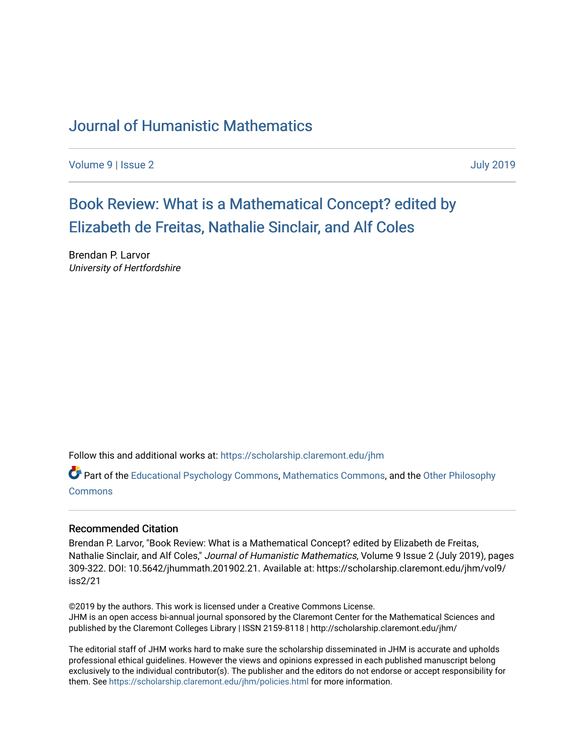# Journal of Humanistic Mathematics

Volume 9 | Issue 2 July 2019

## Book Review: What is a Mathematical Concept? edited by Elizabeth de Freitas, Nathalie Sinclair, and Alf Coles

Brendan P. Larvor
*University of Hertfordshire*

Follow this and additional works at: https://scholarship.claremont.edu/jhm

Part of the Educational Psychology Commons, Mathematics Commons, and the Other Philosophy Commons

### Recommended Citation

Brendan P. Larvor, "Book Review: What is a Mathematical Concept? edited by Elizabeth de Freitas, Nathalie Sinclair, and Alf Coles," *Journal of Humanistic Mathematics*, Volume 9 Issue 2 (July 2019), pages 309-322. DOI: 10.5642/jhummath.201902.21. Available at: https://scholarship.claremont.edu/jhm/vol9/iss2/21

©2019 by the authors. This work is licensed under a Creative Commons License.
JHM is an open access bi-annual journal sponsored by the Claremont Center for the Mathematical Sciences and published by the Claremont Colleges Library | ISSN 2159-8118 | http://scholarship.claremont.edu/jhm/

The editorial staff of JHM works hard to make sure the scholarship disseminated in JHM is accurate and upholds professional ethical guidelines. However the views and opinions expressed in each published manuscript belong exclusively to the individual contributor(s). The publisher and the editors do not endorse or accept responsibility for them. See https://scholarship.claremont.edu/jhm/policies.html for more information.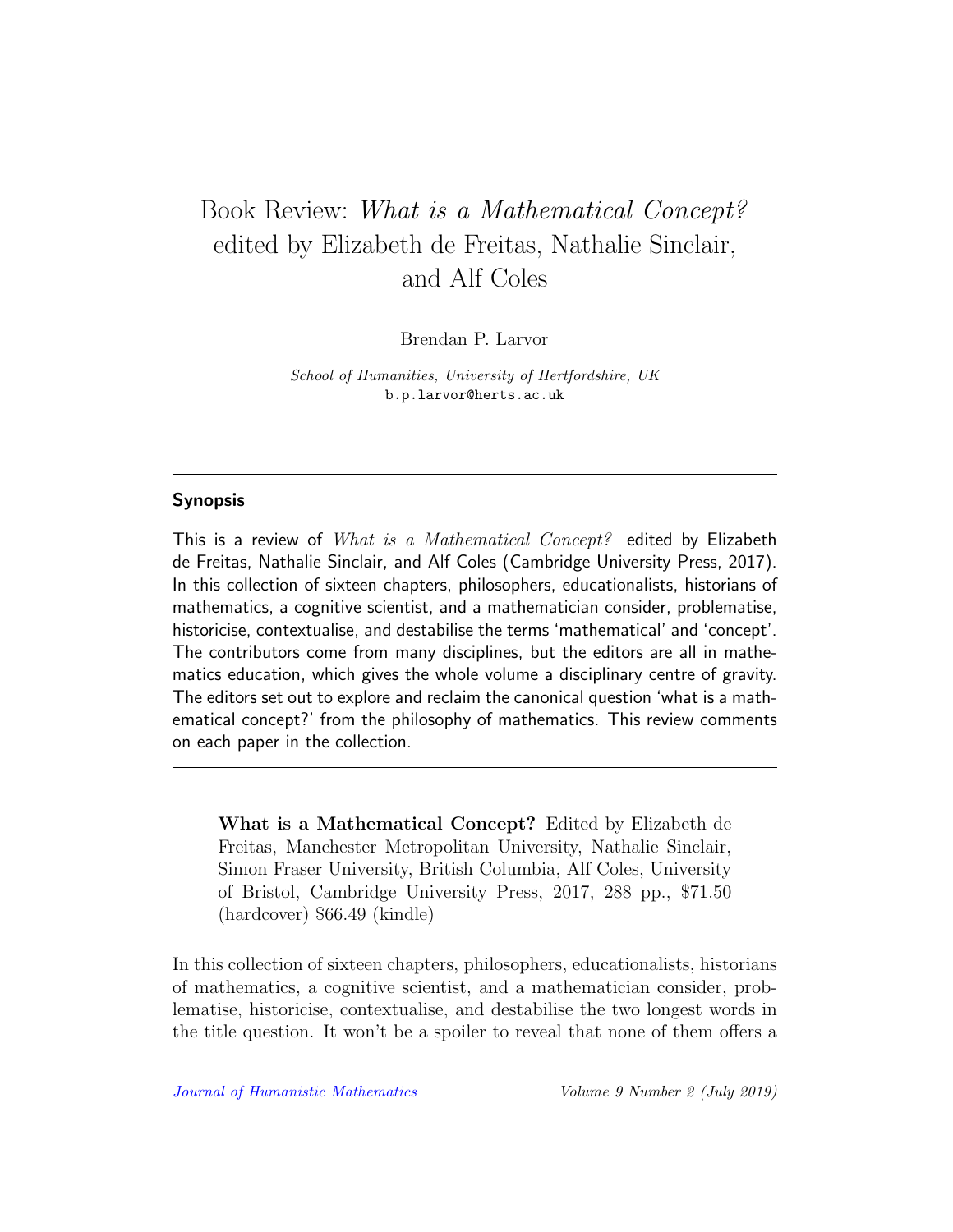# Book Review: *What is a Mathematical Concept?* edited by Elizabeth de Freitas, Nathalie Sinclair, and Alf Coles

Brendan P. Larvor

*School of Humanities, University of Hertfordshire, UK*
b.p.larvor@herts.ac.uk

---

## Synopsis

This is a review of *What is a Mathematical Concept?* edited by Elizabeth de Freitas, Nathalie Sinclair, and Alf Coles (Cambridge University Press, 2017). In this collection of sixteen chapters, philosophers, educationalists, historians of mathematics, a cognitive scientist, and a mathematician consider, problematise, historicise, contextualise, and destabilise the terms 'mathematical' and 'concept'. The contributors come from many disciplines, but the editors are all in mathematics education, which gives the whole volume a disciplinary centre of gravity. The editors set out to explore and reclaim the canonical question 'what is a mathematical concept?' from the philosophy of mathematics. This review comments on each paper in the collection.

---

> **What is a Mathematical Concept?** Edited by Elizabeth de Freitas, Manchester Metropolitan University, Nathalie Sinclair, Simon Fraser University, British Columbia, Alf Coles, University of Bristol, Cambridge University Press, 2017, 288 pp., \$71.50 (hardcover) \$66.49 (kindle)

In this collection of sixteen chapters, philosophers, educationalists, historians of mathematics, a cognitive scientist, and a mathematician consider, problematise, historicise, contextualise, and destabilise the two longest words in the title question. It won't be a spoiler to reveal that none of them offers a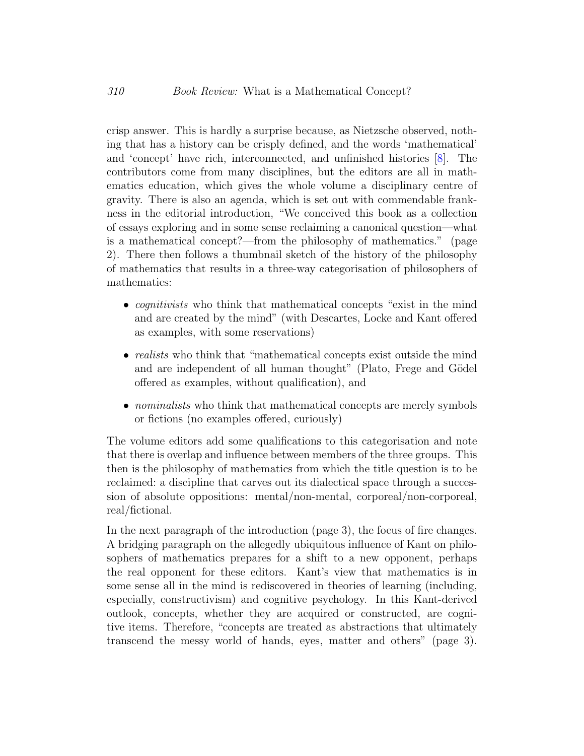crisp answer. This is hardly a surprise because, as Nietzsche observed, nothing that has a history can be crisply defined, and the words 'mathematical' and 'concept' have rich, interconnected, and unfinished histories [8]. The contributors come from many disciplines, but the editors are all in mathematics education, which gives the whole volume a disciplinary centre of gravity. There is also an agenda, which is set out with commendable frankness in the editorial introduction, "We conceived this book as a collection of essays exploring and in some sense reclaiming a canonical question—what is a mathematical concept?—from the philosophy of mathematics." (page 2). There then follows a thumbnail sketch of the history of the philosophy of mathematics that results in a three-way categorisation of philosophers of mathematics:

- *cognitivists* who think that mathematical concepts "exist in the mind and are created by the mind" (with Descartes, Locke and Kant offered as examples, with some reservations)
- *realists* who think that "mathematical concepts exist outside the mind and are independent of all human thought" (Plato, Frege and Gödel offered as examples, without qualification), and
- *nominalists* who think that mathematical concepts are merely symbols or fictions (no examples offered, curiously)

The volume editors add some qualifications to this categorisation and note that there is overlap and influence between members of the three groups. This then is the philosophy of mathematics from which the title question is to be reclaimed: a discipline that carves out its dialectical space through a succession of absolute oppositions: mental/non-mental, corporeal/non-corporeal, real/fictional.

In the next paragraph of the introduction (page 3), the focus of fire changes. A bridging paragraph on the allegedly ubiquitous influence of Kant on philosophers of mathematics prepares for a shift to a new opponent, perhaps the real opponent for these editors. Kant's view that mathematics is in some sense all in the mind is rediscovered in theories of learning (including, especially, constructivism) and cognitive psychology. In this Kant-derived outlook, concepts, whether they are acquired or constructed, are cognitive items. Therefore, "concepts are treated as abstractions that ultimately transcend the messy world of hands, eyes, matter and others" (page 3).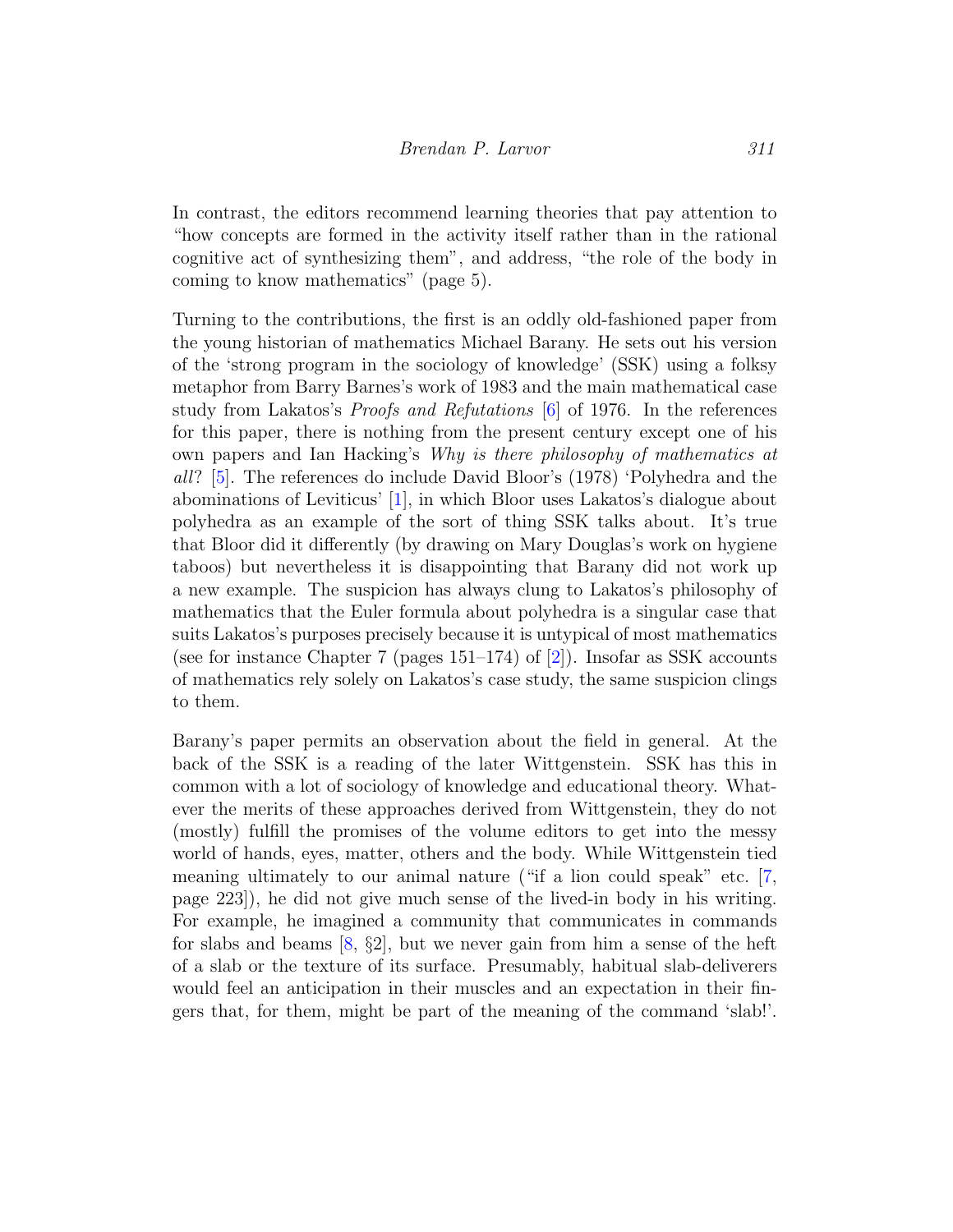In contrast, the editors recommend learning theories that pay attention to "how concepts are formed in the activity itself rather than in the rational cognitive act of synthesizing them", and address, "the role of the body in coming to know mathematics" (page 5).

Turning to the contributions, the first is an oddly old-fashioned paper from the young historian of mathematics Michael Barany. He sets out his version of the 'strong program in the sociology of knowledge' (SSK) using a folksy metaphor from Barry Barnes's work of 1983 and the main mathematical case study from Lakatos's *Proofs and Refutations* [6] of 1976. In the references for this paper, there is nothing from the present century except one of his own papers and Ian Hacking's *Why is there philosophy of mathematics at all*? [5]. The references do include David Bloor's (1978) 'Polyhedra and the abominations of Leviticus' [1], in which Bloor uses Lakatos's dialogue about polyhedra as an example of the sort of thing SSK talks about. It's true that Bloor did it differently (by drawing on Mary Douglas's work on hygiene taboos) but nevertheless it is disappointing that Barany did not work up a new example. The suspicion has always clung to Lakatos's philosophy of mathematics that the Euler formula about polyhedra is a singular case that suits Lakatos's purposes precisely because it is untypical of most mathematics (see for instance Chapter 7 (pages 151–174) of [2]). Insofar as SSK accounts of mathematics rely solely on Lakatos's case study, the same suspicion clings to them.

Barany's paper permits an observation about the field in general. At the back of the SSK is a reading of the later Wittgenstein. SSK has this in common with a lot of sociology of knowledge and educational theory. Whatever the merits of these approaches derived from Wittgenstein, they do not (mostly) fulfill the promises of the volume editors to get into the messy world of hands, eyes, matter, others and the body. While Wittgenstein tied meaning ultimately to our animal nature ("if a lion could speak" etc. [7, page 223]), he did not give much sense of the lived-in body in his writing. For example, he imagined a community that communicates in commands for slabs and beams [8, §2], but we never gain from him a sense of the heft of a slab or the texture of its surface. Presumably, habitual slab-deliverers would feel an anticipation in their muscles and an expectation in their fingers that, for them, might be part of the meaning of the command 'slab!'.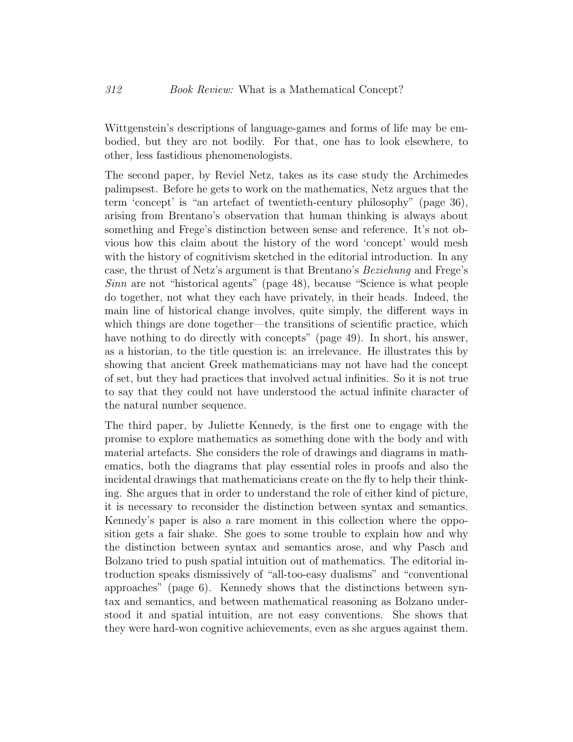Wittgenstein's descriptions of language-games and forms of life may be embodied, but they are not bodily. For that, one has to look elsewhere, to other, less fastidious phenomenologists.

The second paper, by Reviel Netz, takes as its case study the Archimedes palimpsest. Before he gets to work on the mathematics, Netz argues that the term 'concept' is "an artefact of twentieth-century philosophy" (page 36), arising from Brentano's observation that human thinking is always about something and Frege's distinction between sense and reference. It's not obvious how this claim about the history of the word 'concept' would mesh with the history of cognitivism sketched in the editorial introduction. In any case, the thrust of Netz's argument is that Brentano's *Beziehung* and Frege's *Sinn* are not "historical agents" (page 48), because "Science is what people do together, not what they each have privately, in their heads. Indeed, the main line of historical change involves, quite simply, the different ways in which things are done together—the transitions of scientific practice, which have nothing to do directly with concepts" (page 49). In short, his answer, as a historian, to the title question is: an irrelevance. He illustrates this by showing that ancient Greek mathematicians may not have had the concept of set, but they had practices that involved actual infinities. So it is not true to say that they could not have understood the actual infinite character of the natural number sequence.

The third paper, by Juliette Kennedy, is the first one to engage with the promise to explore mathematics as something done with the body and with material artefacts. She considers the role of drawings and diagrams in mathematics, both the diagrams that play essential roles in proofs and also the incidental drawings that mathematicians create on the fly to help their thinking. She argues that in order to understand the role of either kind of picture, it is necessary to reconsider the distinction between syntax and semantics. Kennedy's paper is also a rare moment in this collection where the opposition gets a fair shake. She goes to some trouble to explain how and why the distinction between syntax and semantics arose, and why Pasch and Bolzano tried to push spatial intuition out of mathematics. The editorial introduction speaks dismissively of "all-too-easy dualisms" and "conventional approaches" (page 6). Kennedy shows that the distinctions between syntax and semantics, and between mathematical reasoning as Bolzano understood it and spatial intuition, are not easy conventions. She shows that they were hard-won cognitive achievements, even as she argues against them.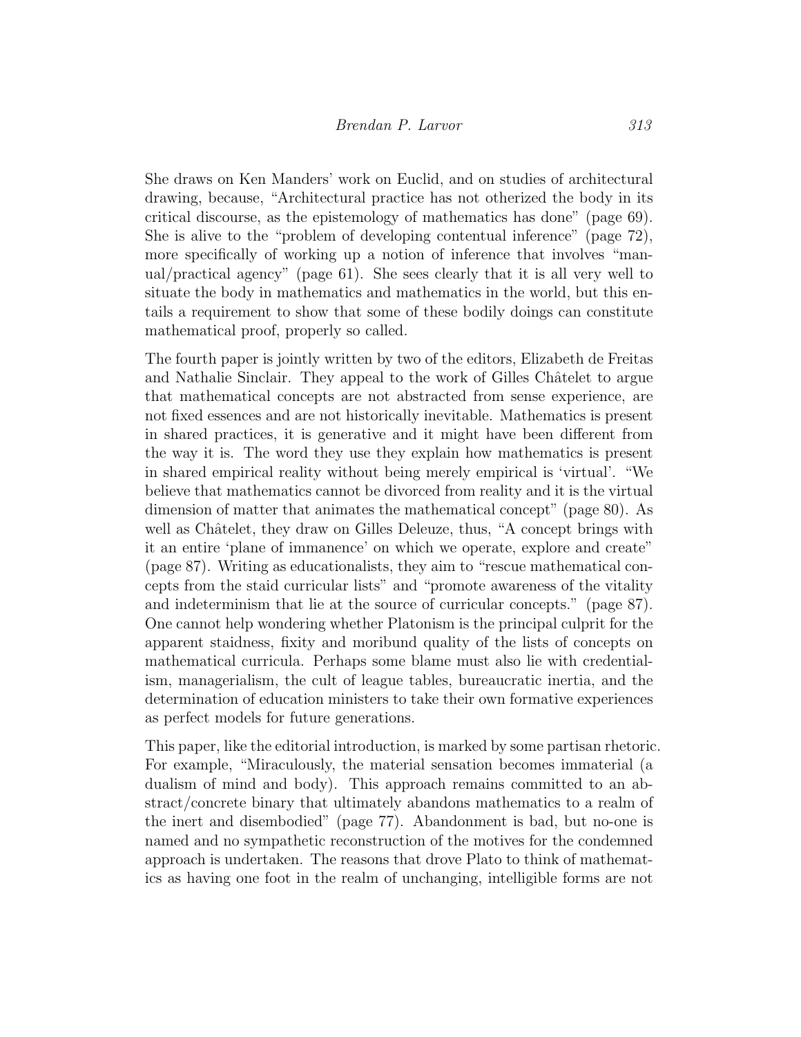She draws on Ken Manders' work on Euclid, and on studies of architectural drawing, because, "Architectural practice has not otherized the body in its critical discourse, as the epistemology of mathematics has done" (page 69). She is alive to the "problem of developing contentual inference" (page 72), more specifically of working up a notion of inference that involves "manual/practical agency" (page 61). She sees clearly that it is all very well to situate the body in mathematics and mathematics in the world, but this entails a requirement to show that some of these bodily doings can constitute mathematical proof, properly so called.

The fourth paper is jointly written by two of the editors, Elizabeth de Freitas and Nathalie Sinclair. They appeal to the work of Gilles Châtelet to argue that mathematical concepts are not abstracted from sense experience, are not fixed essences and are not historically inevitable. Mathematics is present in shared practices, it is generative and it might have been different from the way it is. The word they use they explain how mathematics is present in shared empirical reality without being merely empirical is 'virtual'. "We believe that mathematics cannot be divorced from reality and it is the virtual dimension of matter that animates the mathematical concept" (page 80). As well as Châtelet, they draw on Gilles Deleuze, thus, "A concept brings with it an entire 'plane of immanence' on which we operate, explore and create" (page 87). Writing as educationalists, they aim to "rescue mathematical concepts from the staid curricular lists" and "promote awareness of the vitality and indeterminism that lie at the source of curricular concepts." (page 87). One cannot help wondering whether Platonism is the principal culprit for the apparent staidness, fixity and moribund quality of the lists of concepts on mathematical curricula. Perhaps some blame must also lie with credentialism, managerialism, the cult of league tables, bureaucratic inertia, and the determination of education ministers to take their own formative experiences as perfect models for future generations.

This paper, like the editorial introduction, is marked by some partisan rhetoric. For example, "Miraculously, the material sensation becomes immaterial (a dualism of mind and body). This approach remains committed to an abstract/concrete binary that ultimately abandons mathematics to a realm of the inert and disembodied" (page 77). Abandonment is bad, but no-one is named and no sympathetic reconstruction of the motives for the condemned approach is undertaken. The reasons that drove Plato to think of mathematics as having one foot in the realm of unchanging, intelligible forms are not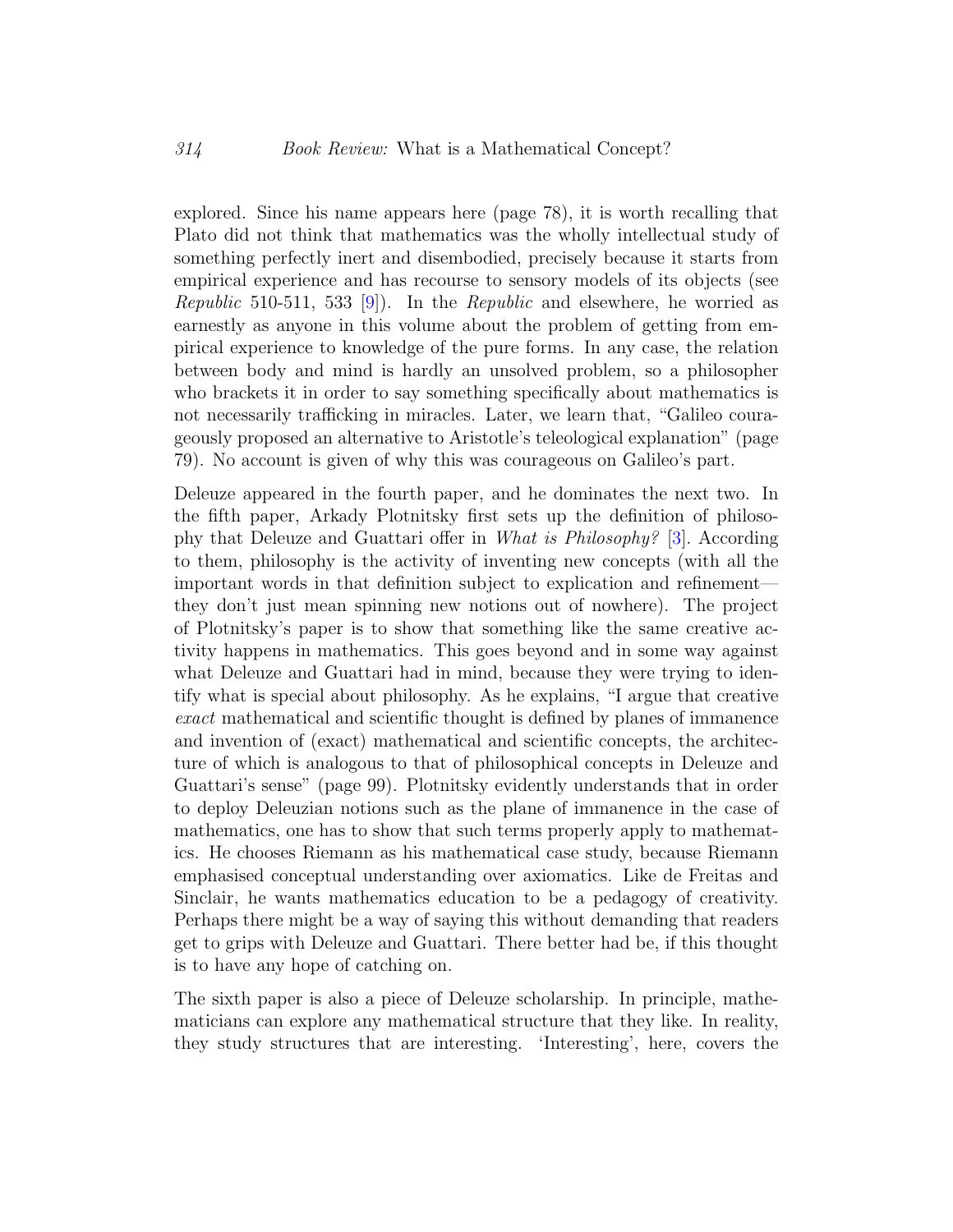explored. Since his name appears here (page 78), it is worth recalling that Plato did not think that mathematics was the wholly intellectual study of something perfectly inert and disembodied, precisely because it starts from empirical experience and has recourse to sensory models of its objects (see *Republic* 510-511, 533 [9]). In the *Republic* and elsewhere, he worried as earnestly as anyone in this volume about the problem of getting from empirical experience to knowledge of the pure forms. In any case, the relation between body and mind is hardly an unsolved problem, so a philosopher who brackets it in order to say something specifically about mathematics is not necessarily trafficking in miracles. Later, we learn that, "Galileo courageously proposed an alternative to Aristotle's teleological explanation" (page 79). No account is given of why this was courageous on Galileo's part.

Deleuze appeared in the fourth paper, and he dominates the next two. In the fifth paper, Arkady Plotnitsky first sets up the definition of philosophy that Deleuze and Guattari offer in *What is Philosophy?* [3]. According to them, philosophy is the activity of inventing new concepts (with all the important words in that definition subject to explication and refinement—they don't just mean spinning new notions out of nowhere). The project of Plotnitsky's paper is to show that something like the same creative activity happens in mathematics. This goes beyond and in some way against what Deleuze and Guattari had in mind, because they were trying to identify what is special about philosophy. As he explains, "I argue that creative *exact* mathematical and scientific thought is defined by planes of immanence and invention of (exact) mathematical and scientific concepts, the architecture of which is analogous to that of philosophical concepts in Deleuze and Guattari's sense" (page 99). Plotnitsky evidently understands that in order to deploy Deleuzian notions such as the plane of immanence in the case of mathematics, one has to show that such terms properly apply to mathematics. He chooses Riemann as his mathematical case study, because Riemann emphasised conceptual understanding over axiomatics. Like de Freitas and Sinclair, he wants mathematics education to be a pedagogy of creativity. Perhaps there might be a way of saying this without demanding that readers get to grips with Deleuze and Guattari. There better had be, if this thought is to have any hope of catching on.

The sixth paper is also a piece of Deleuze scholarship. In principle, mathematicians can explore any mathematical structure that they like. In reality, they study structures that are interesting. 'Interesting', here, covers the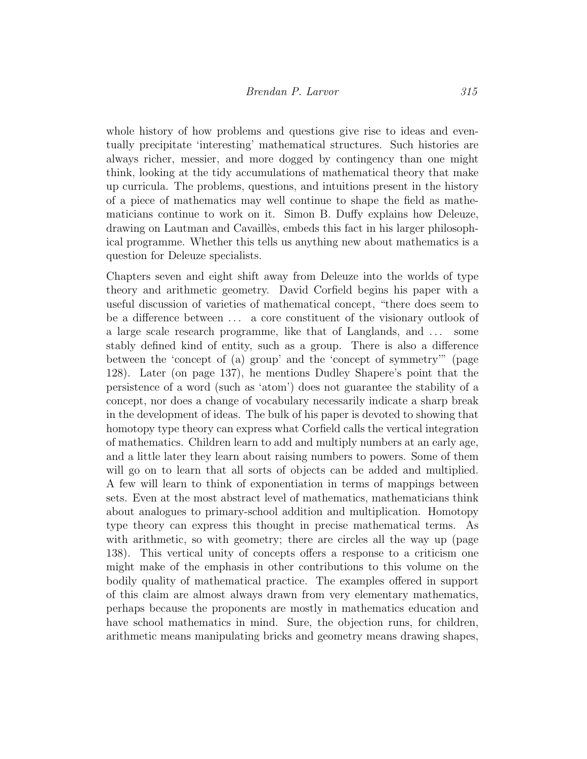whole history of how problems and questions give rise to ideas and eventually precipitate 'interesting' mathematical structures. Such histories are always richer, messier, and more dogged by contingency than one might think, looking at the tidy accumulations of mathematical theory that make up curricula. The problems, questions, and intuitions present in the history of a piece of mathematics may well continue to shape the field as mathematicians continue to work on it. Simon B. Duffy explains how Deleuze, drawing on Lautman and Cavaillès, embeds this fact in his larger philosophical programme. Whether this tells us anything new about mathematics is a question for Deleuze specialists.

Chapters seven and eight shift away from Deleuze into the worlds of type theory and arithmetic geometry. David Corfield begins his paper with a useful discussion of varieties of mathematical concept, "there does seem to be a difference between ... a core constituent of the visionary outlook of a large scale research programme, like that of Langlands, and ... some stably defined kind of entity, such as a group. There is also a difference between the 'concept of (a) group' and the 'concept of symmetry'" (page 128). Later (on page 137), he mentions Dudley Shapere's point that the persistence of a word (such as 'atom') does not guarantee the stability of a concept, nor does a change of vocabulary necessarily indicate a sharp break in the development of ideas. The bulk of his paper is devoted to showing that homotopy type theory can express what Corfield calls the vertical integration of mathematics. Children learn to add and multiply numbers at an early age, and a little later they learn about raising numbers to powers. Some of them will go on to learn that all sorts of objects can be added and multiplied. A few will learn to think of exponentiation in terms of mappings between sets. Even at the most abstract level of mathematics, mathematicians think about analogues to primary-school addition and multiplication. Homotopy type theory can express this thought in precise mathematical terms. As with arithmetic, so with geometry; there are circles all the way up (page 138). This vertical unity of concepts offers a response to a criticism one might make of the emphasis in other contributions to this volume on the bodily quality of mathematical practice. The examples offered in support of this claim are almost always drawn from very elementary mathematics, perhaps because the proponents are mostly in mathematics education and have school mathematics in mind. Sure, the objection runs, for children, arithmetic means manipulating bricks and geometry means drawing shapes,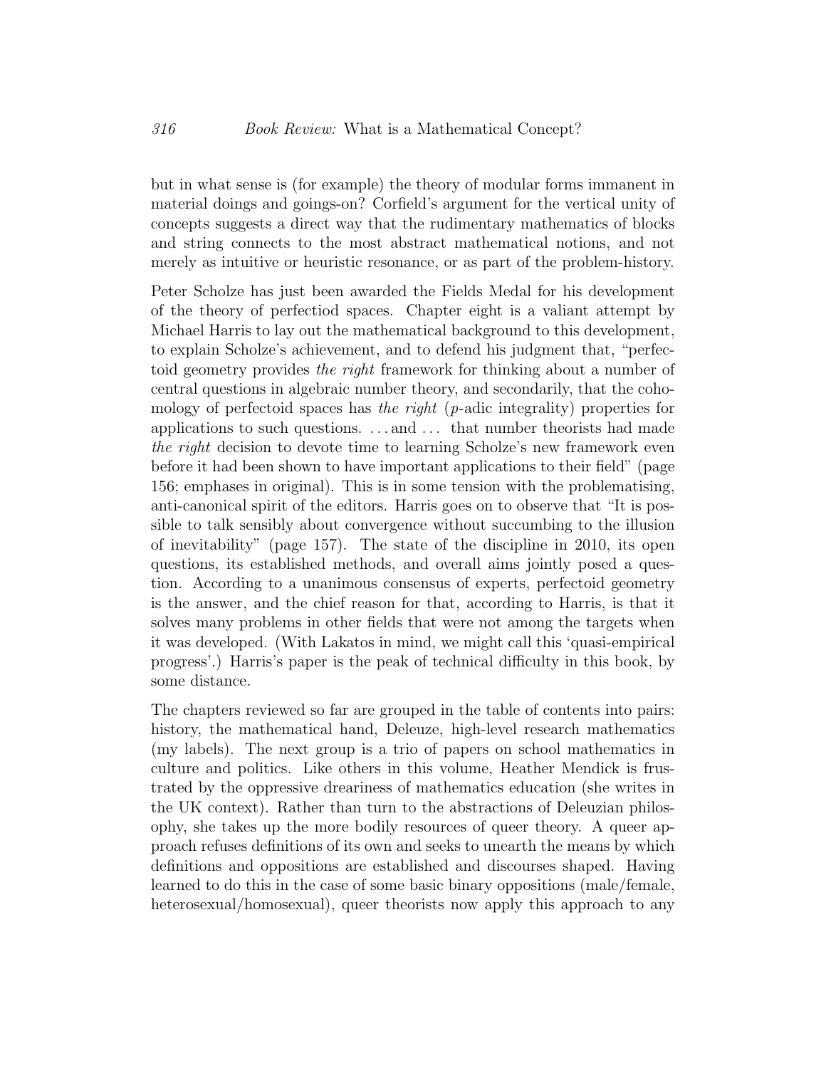but in what sense is (for example) the theory of modular forms immanent in material doings and goings-on? Corfield's argument for the vertical unity of concepts suggests a direct way that the rudimentary mathematics of blocks and string connects to the most abstract mathematical notions, and not merely as intuitive or heuristic resonance, or as part of the problem-history.

Peter Scholze has just been awarded the Fields Medal for his development of the theory of perfectiod spaces. Chapter eight is a valiant attempt by Michael Harris to lay out the mathematical background to this development, to explain Scholze's achievement, and to defend his judgment that, "perfectoid geometry provides *the right* framework for thinking about a number of central questions in algebraic number theory, and secondarily, that the cohomology of perfectoid spaces has *the right* ($p$-adic integrality) properties for applications to such questions. . . . and . . . that number theorists had made *the right* decision to devote time to learning Scholze's new framework even before it had been shown to have important applications to their field" (page 156; emphases in original). This is in some tension with the problematising, anti-canonical spirit of the editors. Harris goes on to observe that "It is possible to talk sensibly about convergence without succumbing to the illusion of inevitability" (page 157). The state of the discipline in 2010, its open questions, its established methods, and overall aims jointly posed a question. According to a unanimous consensus of experts, perfectoid geometry is the answer, and the chief reason for that, according to Harris, is that it solves many problems in other fields that were not among the targets when it was developed. (With Lakatos in mind, we might call this 'quasi-empirical progress'.) Harris's paper is the peak of technical difficulty in this book, by some distance.

The chapters reviewed so far are grouped in the table of contents into pairs: history, the mathematical hand, Deleuze, high-level research mathematics (my labels). The next group is a trio of papers on school mathematics in culture and politics. Like others in this volume, Heather Mendick is frustrated by the oppressive dreariness of mathematics education (she writes in the UK context). Rather than turn to the abstractions of Deleuzian philosophy, she takes up the more bodily resources of queer theory. A queer approach refuses definitions of its own and seeks to unearth the means by which definitions and oppositions are established and discourses shaped. Having learned to do this in the case of some basic binary oppositions (male/female, heterosexual/homosexual), queer theorists now apply this approach to any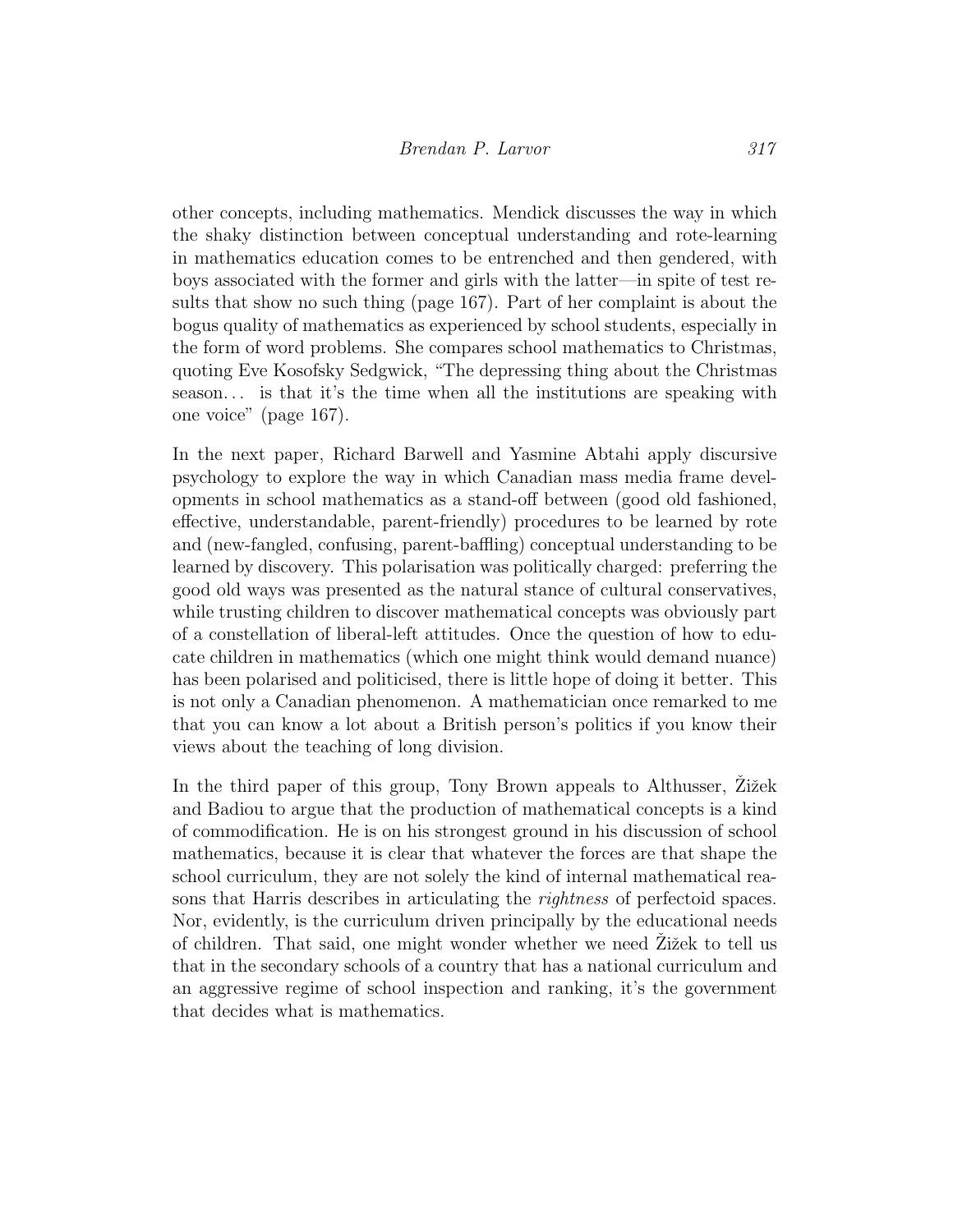other concepts, including mathematics. Mendick discusses the way in which the shaky distinction between conceptual understanding and rote-learning in mathematics education comes to be entrenched and then gendered, with boys associated with the former and girls with the latter—in spite of test results that show no such thing (page 167). Part of her complaint is about the bogus quality of mathematics as experienced by school students, especially in the form of word problems. She compares school mathematics to Christmas, quoting Eve Kosofsky Sedgwick, "The depressing thing about the Christmas season… is that it's the time when all the institutions are speaking with one voice" (page 167).

In the next paper, Richard Barwell and Yasmine Abtahi apply discursive psychology to explore the way in which Canadian mass media frame developments in school mathematics as a stand-off between (good old fashioned, effective, understandable, parent-friendly) procedures to be learned by rote and (new-fangled, confusing, parent-baffling) conceptual understanding to be learned by discovery. This polarisation was politically charged: preferring the good old ways was presented as the natural stance of cultural conservatives, while trusting children to discover mathematical concepts was obviously part of a constellation of liberal-left attitudes. Once the question of how to educate children in mathematics (which one might think would demand nuance) has been polarised and politicised, there is little hope of doing it better. This is not only a Canadian phenomenon. A mathematician once remarked to me that you can know a lot about a British person's politics if you know their views about the teaching of long division.

In the third paper of this group, Tony Brown appeals to Althusser, Žižek and Badiou to argue that the production of mathematical concepts is a kind of commodification. He is on his strongest ground in his discussion of school mathematics, because it is clear that whatever the forces are that shape the school curriculum, they are not solely the kind of internal mathematical reasons that Harris describes in articulating the *rightness* of perfectoid spaces. Nor, evidently, is the curriculum driven principally by the educational needs of children. That said, one might wonder whether we need Žižek to tell us that in the secondary schools of a country that has a national curriculum and an aggressive regime of school inspection and ranking, it's the government that decides what is mathematics.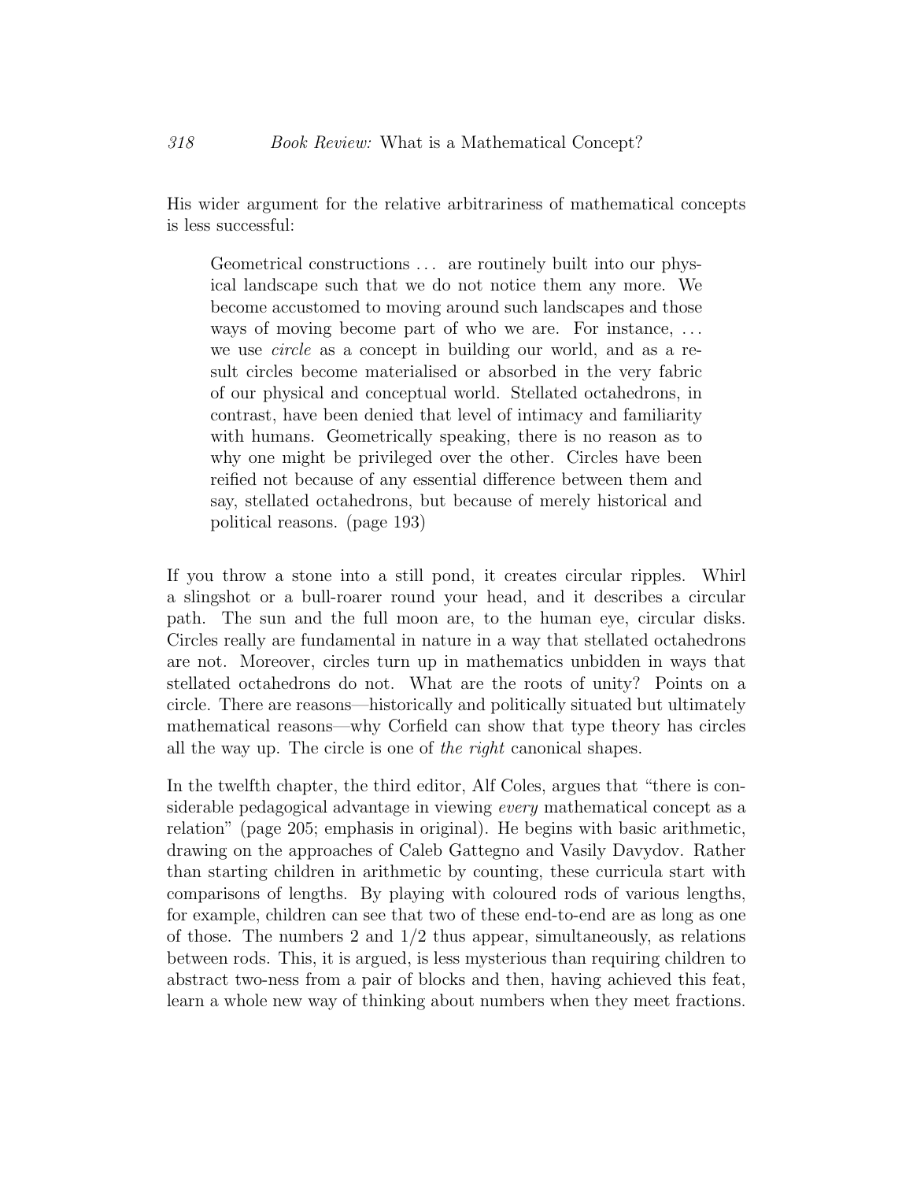His wider argument for the relative arbitrariness of mathematical concepts is less successful:

> Geometrical constructions . . . are routinely built into our physical landscape such that we do not notice them any more. We become accustomed to moving around such landscapes and those ways of moving become part of who we are. For instance, . . . we use *circle* as a concept in building our world, and as a result circles become materialised or absorbed in the very fabric of our physical and conceptual world. Stellated octahedrons, in contrast, have been denied that level of intimacy and familiarity with humans. Geometrically speaking, there is no reason as to why one might be privileged over the other. Circles have been reified not because of any essential difference between them and say, stellated octahedrons, but because of merely historical and political reasons. (page 193)

If you throw a stone into a still pond, it creates circular ripples. Whirl a slingshot or a bull-roarer round your head, and it describes a circular path. The sun and the full moon are, to the human eye, circular disks. Circles really are fundamental in nature in a way that stellated octahedrons are not. Moreover, circles turn up in mathematics unbidden in ways that stellated octahedrons do not. What are the roots of unity? Points on a circle. There are reasons—historically and politically situated but ultimately mathematical reasons—why Corfield can show that type theory has circles all the way up. The circle is one of *the right* canonical shapes.

In the twelfth chapter, the third editor, Alf Coles, argues that "there is considerable pedagogical advantage in viewing *every* mathematical concept as a relation" (page 205; emphasis in original). He begins with basic arithmetic, drawing on the approaches of Caleb Gattegno and Vasily Davydov. Rather than starting children in arithmetic by counting, these curricula start with comparisons of lengths. By playing with coloured rods of various lengths, for example, children can see that two of these end-to-end are as long as one of those. The numbers 2 and 1/2 thus appear, simultaneously, as relations between rods. This, it is argued, is less mysterious than requiring children to abstract two-ness from a pair of blocks and then, having achieved this feat, learn a whole new way of thinking about numbers when they meet fractions.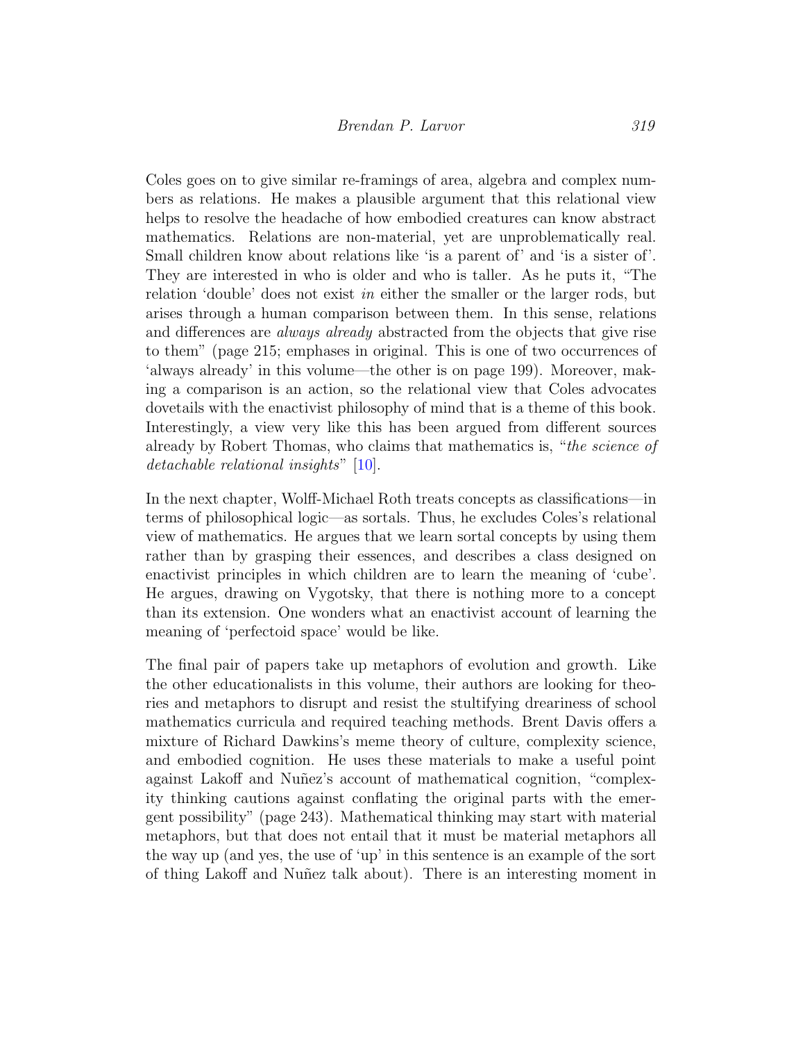Coles goes on to give similar re-framings of area, algebra and complex numbers as relations. He makes a plausible argument that this relational view helps to resolve the headache of how embodied creatures can know abstract mathematics. Relations are non-material, yet are unproblematically real. Small children know about relations like 'is a parent of' and 'is a sister of'. They are interested in who is older and who is taller. As he puts it, "The relation 'double' does not exist *in* either the smaller or the larger rods, but arises through a human comparison between them. In this sense, relations and differences are *always already* abstracted from the objects that give rise to them" (page 215; emphases in original. This is one of two occurrences of 'always already' in this volume—the other is on page 199). Moreover, making a comparison is an action, so the relational view that Coles advocates dovetails with the enactivist philosophy of mind that is a theme of this book. Interestingly, a view very like this has been argued from different sources already by Robert Thomas, who claims that mathematics is, "*the science of detachable relational insights*" [10].

In the next chapter, Wolff-Michael Roth treats concepts as classifications—in terms of philosophical logic—as sortals. Thus, he excludes Coles's relational view of mathematics. He argues that we learn sortal concepts by using them rather than by grasping their essences, and describes a class designed on enactivist principles in which children are to learn the meaning of 'cube'. He argues, drawing on Vygotsky, that there is nothing more to a concept than its extension. One wonders what an enactivist account of learning the meaning of 'perfectoid space' would be like.

The final pair of papers take up metaphors of evolution and growth. Like the other educationalists in this volume, their authors are looking for theories and metaphors to disrupt and resist the stultifying dreariness of school mathematics curricula and required teaching methods. Brent Davis offers a mixture of Richard Dawkins's meme theory of culture, complexity science, and embodied cognition. He uses these materials to make a useful point against Lakoff and Nuñez's account of mathematical cognition, "complexity thinking cautions against conflating the original parts with the emergent possibility" (page 243). Mathematical thinking may start with material metaphors, but that does not entail that it must be material metaphors all the way up (and yes, the use of 'up' in this sentence is an example of the sort of thing Lakoff and Nuñez talk about). There is an interesting moment in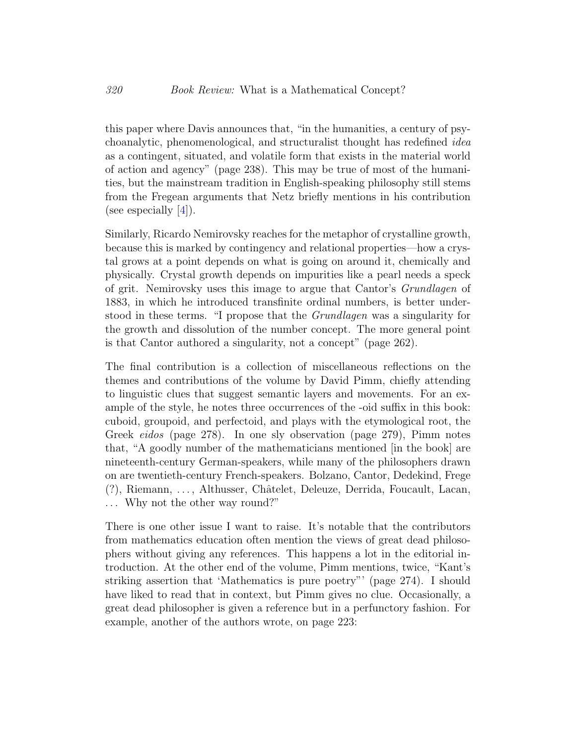this paper where Davis announces that, "in the humanities, a century of psychoanalytic, phenomenological, and structuralist thought has redefined *idea* as a contingent, situated, and volatile form that exists in the material world of action and agency" (page 238). This may be true of most of the humanities, but the mainstream tradition in English-speaking philosophy still stems from the Fregean arguments that Netz briefly mentions in his contribution (see especially [4]).

Similarly, Ricardo Nemirovsky reaches for the metaphor of crystalline growth, because this is marked by contingency and relational properties—how a crystal grows at a point depends on what is going on around it, chemically and physically. Crystal growth depends on impurities like a pearl needs a speck of grit. Nemirovsky uses this image to argue that Cantor's *Grundlagen* of 1883, in which he introduced transfinite ordinal numbers, is better understood in these terms. "I propose that the *Grundlagen* was a singularity for the growth and dissolution of the number concept. The more general point is that Cantor authored a singularity, not a concept" (page 262).

The final contribution is a collection of miscellaneous reflections on the themes and contributions of the volume by David Pimm, chiefly attending to linguistic clues that suggest semantic layers and movements. For an example of the style, he notes three occurrences of the -oid suffix in this book: cuboid, groupoid, and perfectoid, and plays with the etymological root, the Greek *eidos* (page 278). In one sly observation (page 279), Pimm notes that, "A goodly number of the mathematicians mentioned [in the book] are nineteenth-century German-speakers, while many of the philosophers drawn on are twentieth-century French-speakers. Bolzano, Cantor, Dedekind, Frege (?), Riemann, ..., Althusser, Châtelet, Deleuze, Derrida, Foucault, Lacan, ... Why not the other way round?"

There is one other issue I want to raise. It's notable that the contributors from mathematics education often mention the views of great dead philosophers without giving any references. This happens a lot in the editorial introduction. At the other end of the volume, Pimm mentions, twice, "Kant's striking assertion that 'Mathematics is pure poetry"' (page 274). I should have liked to read that in context, but Pimm gives no clue. Occasionally, a great dead philosopher is given a reference but in a perfunctory fashion. For example, another of the authors wrote, on page 223: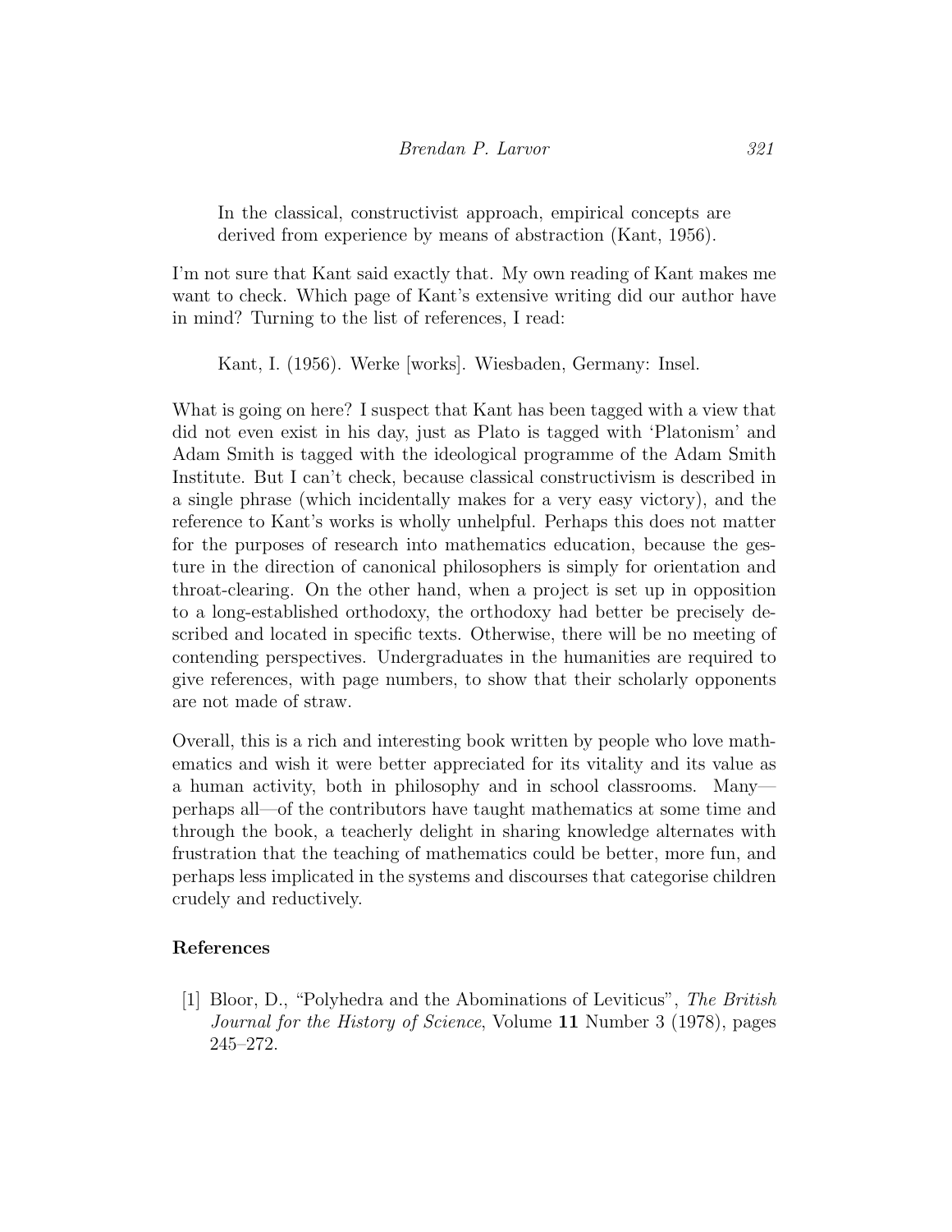> In the classical, constructivist approach, empirical concepts are derived from experience by means of abstraction (Kant, 1956).

I'm not sure that Kant said exactly that. My own reading of Kant makes me want to check. Which page of Kant's extensive writing did our author have in mind? Turning to the list of references, I read:

> Kant, I. (1956). Werke [works]. Wiesbaden, Germany: Insel.

What is going on here? I suspect that Kant has been tagged with a view that did not even exist in his day, just as Plato is tagged with 'Platonism' and Adam Smith is tagged with the ideological programme of the Adam Smith Institute. But I can't check, because classical constructivism is described in a single phrase (which incidentally makes for a very easy victory), and the reference to Kant's works is wholly unhelpful. Perhaps this does not matter for the purposes of research into mathematics education, because the gesture in the direction of canonical philosophers is simply for orientation and throat-clearing. On the other hand, when a project is set up in opposition to a long-established orthodoxy, the orthodoxy had better be precisely described and located in specific texts. Otherwise, there will be no meeting of contending perspectives. Undergraduates in the humanities are required to give references, with page numbers, to show that their scholarly opponents are not made of straw.

Overall, this is a rich and interesting book written by people who love mathematics and wish it were better appreciated for its vitality and its value as a human activity, both in philosophy and in school classrooms. Many—perhaps all—of the contributors have taught mathematics at some time and through the book, a teacherly delight in sharing knowledge alternates with frustration that the teaching of mathematics could be better, more fun, and perhaps less implicated in the systems and discourses that categorise children crudely and reductively.

## References

[1] Bloor, D., "Polyhedra and the Abominations of Leviticus", *The British Journal for the History of Science*, Volume **11** Number 3 (1978), pages 245–272.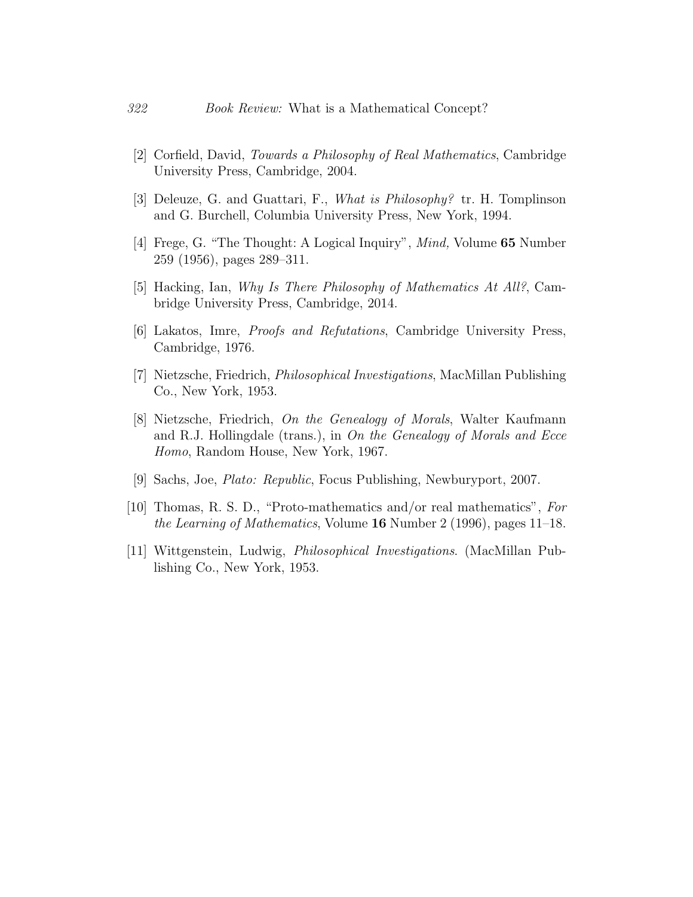[2] Corfield, David, *Towards a Philosophy of Real Mathematics*, Cambridge University Press, Cambridge, 2004.

[3] Deleuze, G. and Guattari, F., *What is Philosophy?* tr. H. Tomplinson and G. Burchell, Columbia University Press, New York, 1994.

[4] Frege, G. "The Thought: A Logical Inquiry", *Mind,* Volume **65** Number 259 (1956), pages 289–311.

[5] Hacking, Ian, *Why Is There Philosophy of Mathematics At All?*, Cambridge University Press, Cambridge, 2014.

[6] Lakatos, Imre, *Proofs and Refutations*, Cambridge University Press, Cambridge, 1976.

[7] Nietzsche, Friedrich, *Philosophical Investigations*, MacMillan Publishing Co., New York, 1953.

[8] Nietzsche, Friedrich, *On the Genealogy of Morals*, Walter Kaufmann and R.J. Hollingdale (trans.), in *On the Genealogy of Morals and Ecce Homo*, Random House, New York, 1967.

[9] Sachs, Joe, *Plato: Republic*, Focus Publishing, Newburyport, 2007.

[10] Thomas, R. S. D., "Proto-mathematics and/or real mathematics", *For the Learning of Mathematics*, Volume **16** Number 2 (1996), pages 11–18.

[11] Wittgenstein, Ludwig, *Philosophical Investigations*. (MacMillan Publishing Co., New York, 1953.